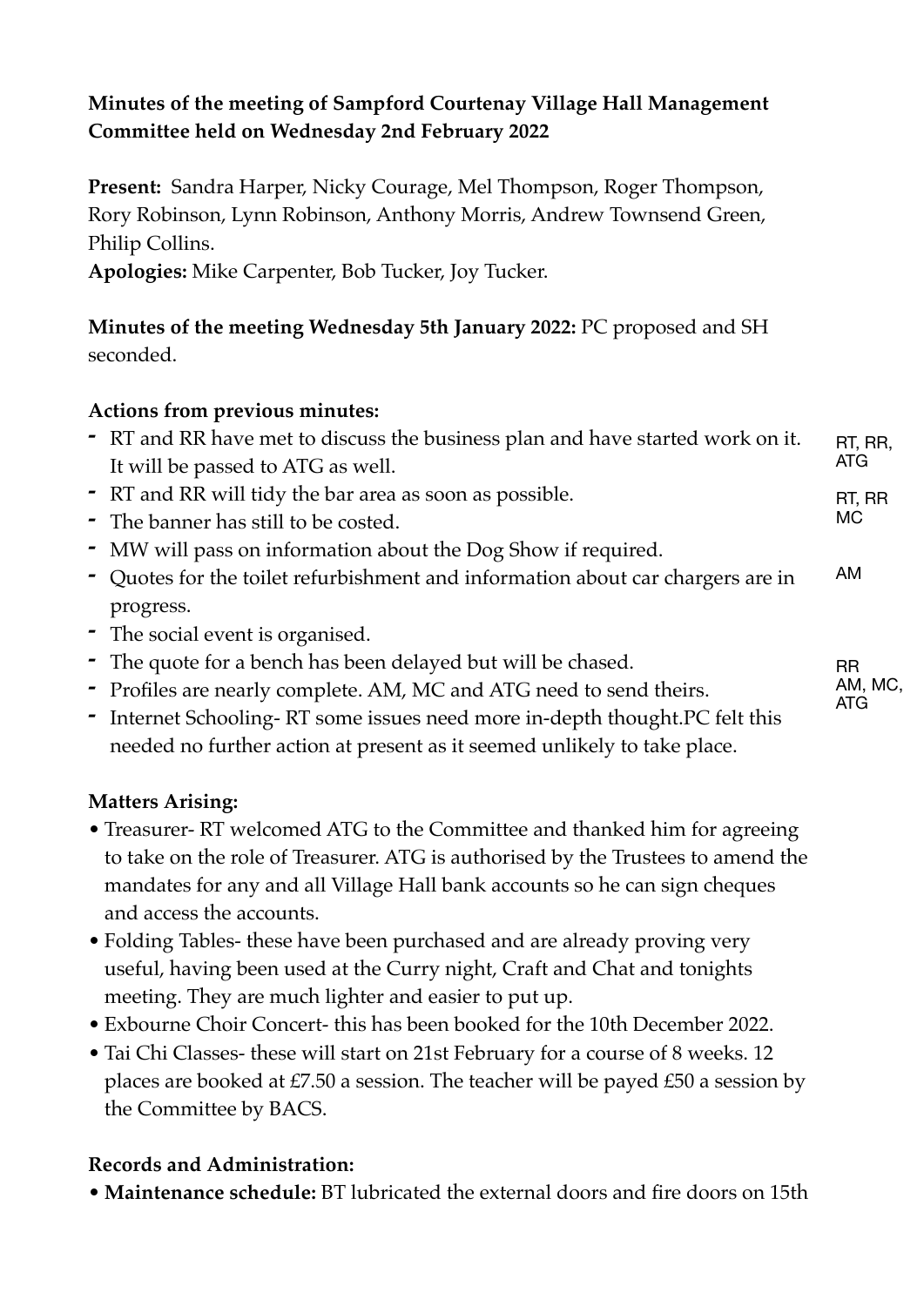**Minutes of the meeting of Sampford Courtenay Village Hall Management Committee held on Wednesday 2nd February 2022**

**Present:** Sandra Harper, Nicky Courage, Mel Thompson, Roger Thompson, Rory Robinson, Lynn Robinson, Anthony Morris, Andrew Townsend Green, Philip Collins.
**Apologies:** Mike Carpenter, Bob Tucker, Joy Tucker.

**Minutes of the meeting Wednesday 5th January 2022:** PC proposed and SH seconded.

**Actions from previous minutes:**

- RT and RR have met to discuss the business plan and have started work on it. It will be passed to ATG as well. — RT, RR, ATG
- RT and RR will tidy the bar area as soon as possible. — RT, RR
- The banner has still to be costed. — MC
- MW will pass on information about the Dog Show if required.
- Quotes for the toilet refurbishment and information about car chargers are in progress. — AM
- The social event is organised.
- The quote for a bench has been delayed but will be chased. — RR
- Profiles are nearly complete. AM, MC and ATG need to send theirs. — AM, MC, ATG
- Internet Schooling- RT some issues need more in-depth thought.PC felt this needed no further action at present as it seemed unlikely to take place.

**Matters Arising:**

- Treasurer- RT welcomed ATG to the Committee and thanked him for agreeing to take on the role of Treasurer. ATG is authorised by the Trustees to amend the mandates for any and all Village Hall bank accounts so he can sign cheques and access the accounts.
- Folding Tables- these have been purchased and are already proving very useful, having been used at the Curry night, Craft and Chat and tonights meeting. They are much lighter and easier to put up.
- Exbourne Choir Concert- this has been booked for the 10th December 2022.
- Tai Chi Classes- these will start on 21st February for a course of 8 weeks. 12 places are booked at £7.50 a session. The teacher will be payed £50 a session by the Committee by BACS.

**Records and Administration:**

- **Maintenance schedule:** BT lubricated the external doors and fire doors on 15th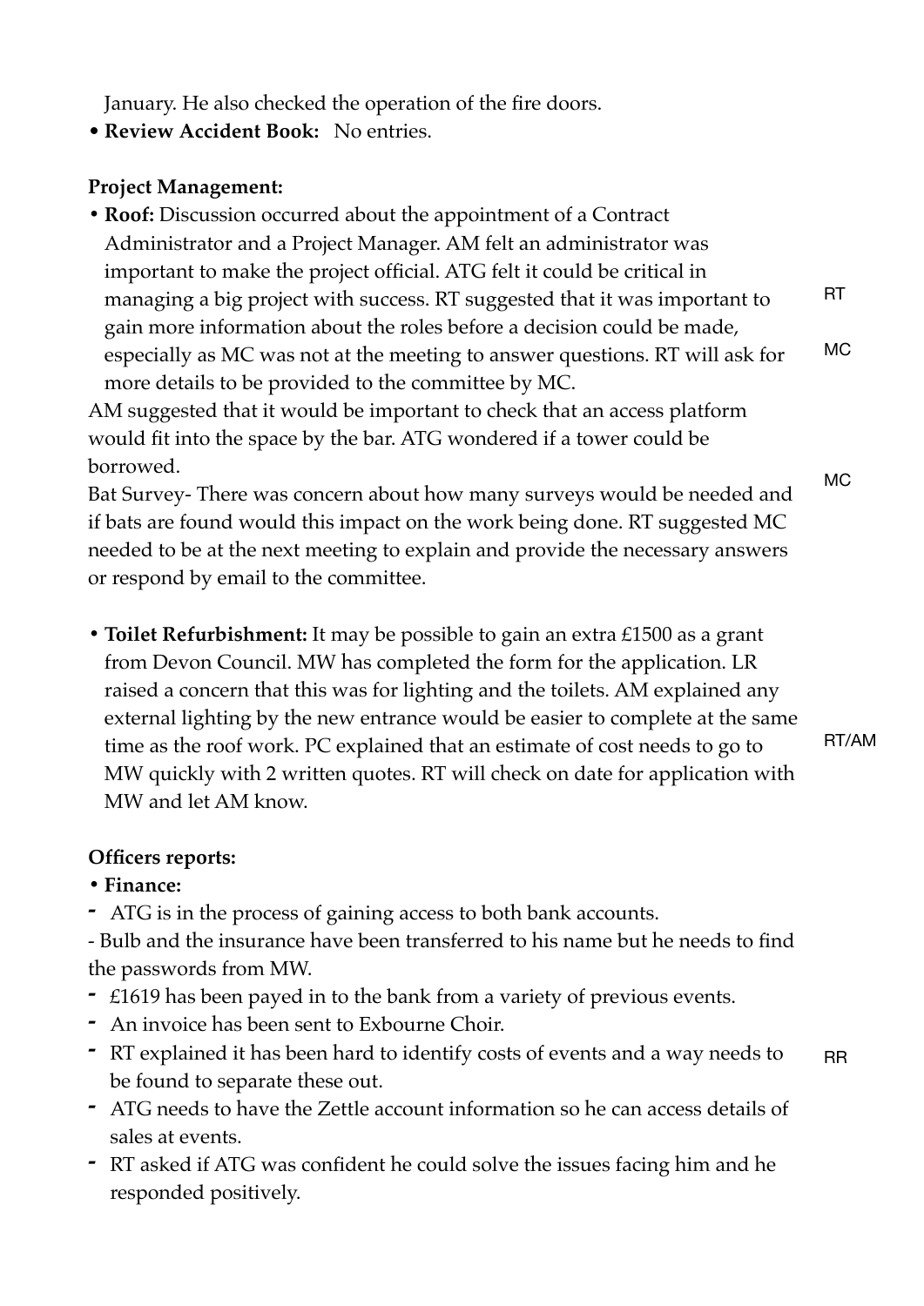January. He also checked the operation of the fire doors.

- **Review Accident Book:** No entries.

**Project Management:**

- **Roof:** Discussion occurred about the appointment of a Contract Administrator and a Project Manager. AM felt an administrator was important to make the project official. ATG felt it could be critical in managing a big project with success. RT suggested that it was important to gain more information about the roles before a decision could be made, especially as MC was not at the meeting to answer questions. RT will ask for more details to be provided to the committee by MC. **RT** **MC**

AM suggested that it would be important to check that an access platform would fit into the space by the bar. ATG wondered if a tower could be borrowed.

Bat Survey- There was concern about how many surveys would be needed and if bats are found would this impact on the work being done. RT suggested MC needed to be at the next meeting to explain and provide the necessary answers or respond by email to the committee. **MC**

- **Toilet Refurbishment:** It may be possible to gain an extra £1500 as a grant from Devon Council. MW has completed the form for the application. LR raised a concern that this was for lighting and the toilets. AM explained any external lighting by the new entrance would be easier to complete at the same time as the roof work. PC explained that an estimate of cost needs to go to MW quickly with 2 written quotes. RT will check on date for application with MW and let AM know. **RT/AM**

**Officers reports:**

- **Finance:**

- ATG is in the process of gaining access to both bank accounts.
- Bulb and the insurance have been transferred to his name but he needs to find the passwords from MW.
- £1619 has been payed in to the bank from a variety of previous events.
- An invoice has been sent to Exbourne Choir.
- RT explained it has been hard to identify costs of events and a way needs to be found to separate these out. **RR**
- ATG needs to have the Zettle account information so he can access details of sales at events.
- RT asked if ATG was confident he could solve the issues facing him and he responded positively.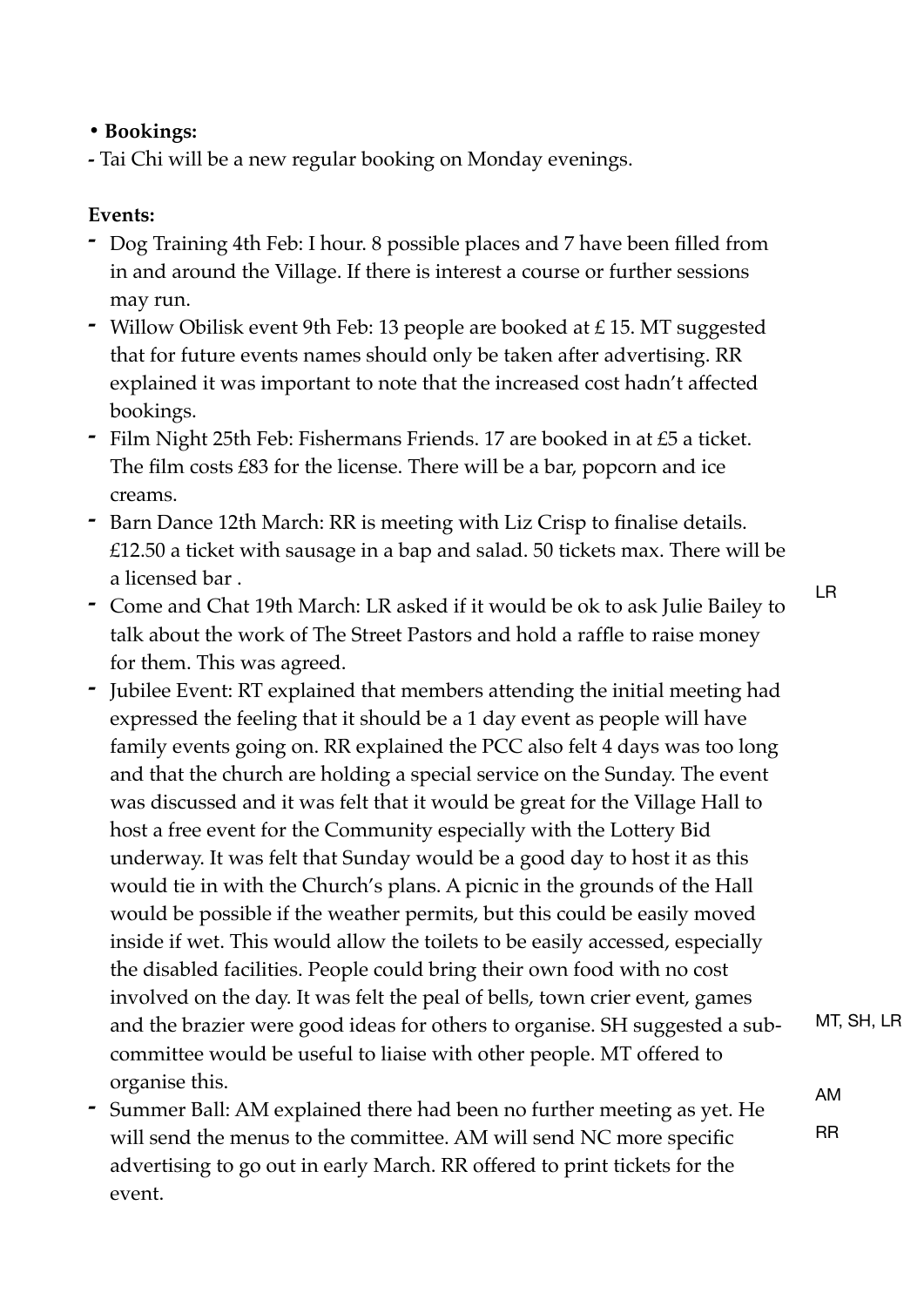- **Bookings:**

- Tai Chi will be a new regular booking on Monday evenings.

**Events:**

- Dog Training 4th Feb: I hour. 8 possible places and 7 have been filled from in and around the Village. If there is interest a course or further sessions may run.
- Willow Obilisk event 9th Feb: 13 people are booked at £ 15. MT suggested that for future events names should only be taken after advertising. RR explained it was important to note that the increased cost hadn't affected bookings.
- Film Night 25th Feb: Fishermans Friends. 17 are booked in at £5 a ticket. The film costs £83 for the license. There will be a bar, popcorn and ice creams.
- Barn Dance 12th March: RR is meeting with Liz Crisp to finalise details. £12.50 a ticket with sausage in a bap and salad. 50 tickets max. There will be a licensed bar .
- Come and Chat 19th March: LR asked if it would be ok to ask Julie Bailey to talk about the work of The Street Pastors and hold a raffle to raise money for them. This was agreed.

  LR

- Jubilee Event: RT explained that members attending the initial meeting had expressed the feeling that it should be a 1 day event as people will have family events going on. RR explained the PCC also felt 4 days was too long and that the church are holding a special service on the Sunday. The event was discussed and it was felt that it would be great for the Village Hall to host a free event for the Community especially with the Lottery Bid underway. It was felt that Sunday would be a good day to host it as this would tie in with the Church's plans. A picnic in the grounds of the Hall would be possible if the weather permits, but this could be easily moved inside if wet. This would allow the toilets to be easily accessed, especially the disabled facilities. People could bring their own food with no cost involved on the day. It was felt the peal of bells, town crier event, games and the brazier were good ideas for others to organise. SH suggested a sub-committee would be useful to liaise with other people. MT offered to organise this.

  MT, SH, LR

- Summer Ball: AM explained there had been no further meeting as yet. He will send the menus to the committee. AM will send NC more specific advertising to go out in early March. RR offered to print tickets for the event.

  AM

  RR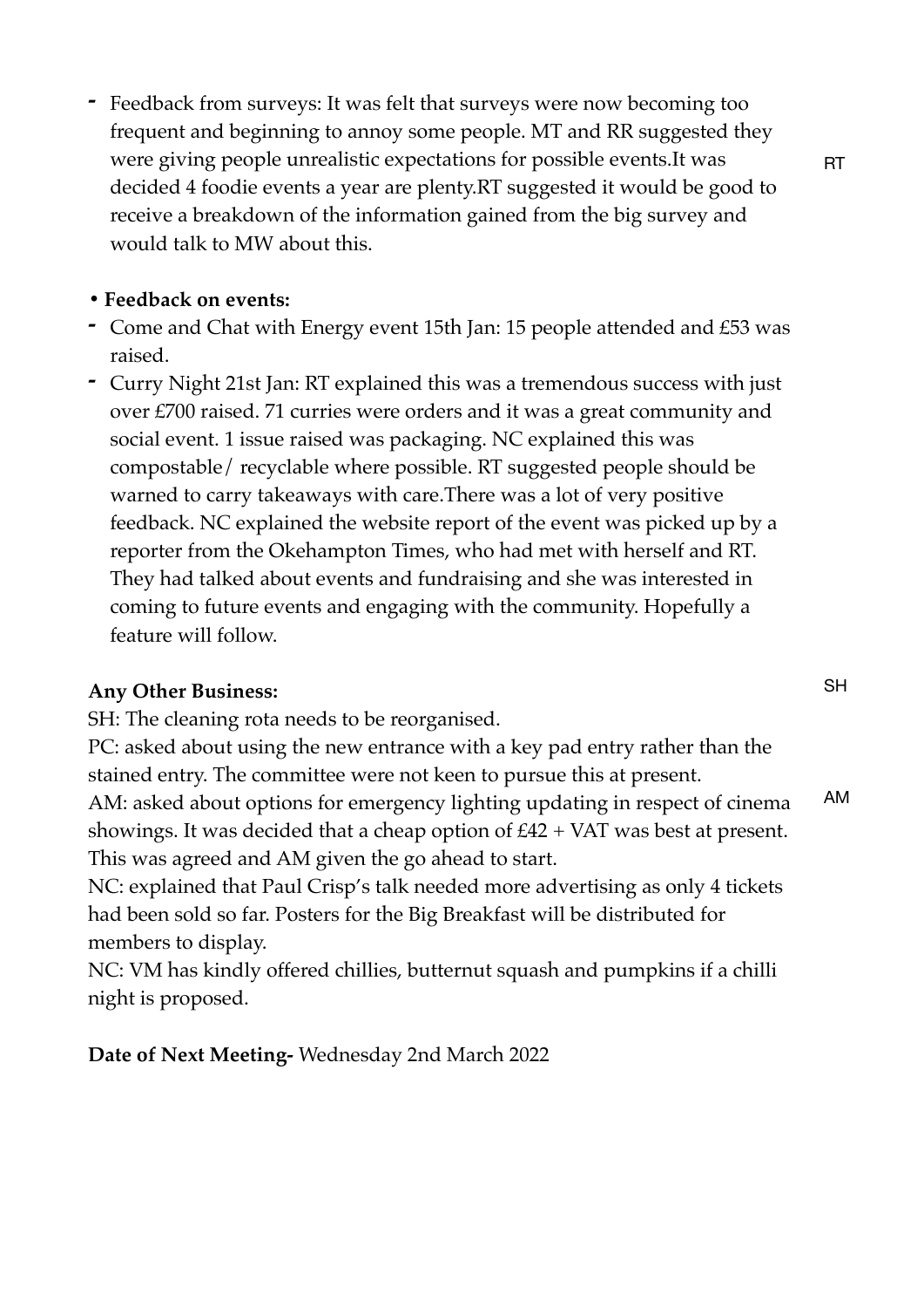- Feedback from surveys: It was felt that surveys were now becoming too frequent and beginning to annoy some people. MT and RR suggested they were giving people unrealistic expectations for possible events.It was decided 4 foodie events a year are plenty.RT suggested it would be good to receive a breakdown of the information gained from the big survey and would talk to MW about this. RT

- **Feedback on events:**
  - Come and Chat with Energy event 15th Jan: 15 people attended and £53 was raised.
  - Curry Night 21st Jan: RT explained this was a tremendous success with just over £700 raised. 71 curries were orders and it was a great community and social event. 1 issue raised was packaging. NC explained this was compostable/ recyclable where possible. RT suggested people should be warned to carry takeaways with care.There was a lot of very positive feedback. NC explained the website report of the event was picked up by a reporter from the Okehampton Times, who had met with herself and RT. They had talked about events and fundraising and she was interested in coming to future events and engaging with the community. Hopefully a feature will follow.

**Any Other Business:** SH

SH: The cleaning rota needs to be reorganised.

PC: asked about using the new entrance with a key pad entry rather than the stained entry. The committee were not keen to pursue this at present.

AM: asked about options for emergency lighting updating in respect of cinema showings. It was decided that a cheap option of £42 + VAT was best at present. This was agreed and AM given the go ahead to start. AM

NC: explained that Paul Crisp's talk needed more advertising as only 4 tickets had been sold so far. Posters for the Big Breakfast will be distributed for members to display.

NC: VM has kindly offered chillies, butternut squash and pumpkins if a chilli night is proposed.

**Date of Next Meeting-** Wednesday 2nd March 2022